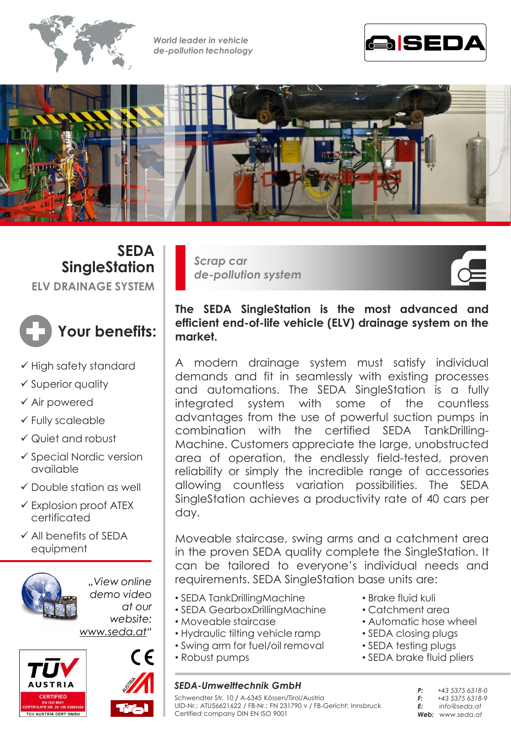World leader in vehicle de-pollution technology

SEDA

# SEDA SingleStation

## ELV DRAINAGE SYSTEM

*Scrap car de-pollution system*

**The SEDA SingleStation is the most advanced and efficient end-of-life vehicle (ELV) drainage system on the market.**

A modern drainage system must satisfy individual demands and fit in seamlessly with existing processes and automations. The SEDA SingleStation is a fully integrated system with some of the countless advantages from the use of powerful suction pumps in combination with the certified SEDA TankDrilling-Machine. Customers appreciate the large, unobstructed area of operation, the endlessly field-tested, proven reliability or simply the incredible range of accessories allowing countless variation possibilities. The SEDA SingleStation achieves a productivity rate of 40 cars per day.

Moveable staircase, swing arms and a catchment area in the proven SEDA quality complete the SingleStation. It can be tailored to everyone's individual needs and requirements. SEDA SingleStation base units are:

- SEDA TankDrillingMachine
- SEDA GearboxDrillingMachine
- Moveable staircase
- Hydraulic tilting vehicle ramp
- Swing arm for fuel/oil removal
- Robust pumps
- Brake fluid kuli
- Catchment area
- Automatic hose wheel
- SEDA closing plugs
- SEDA testing plugs
- SEDA brake fluid pliers

## Your benefits:

- ✓ High safety standard
- ✓ Superior quality
- ✓ Air powered
- ✓ Fully scaleable
- ✓ Quiet and robust
- ✓ Special Nordic version available
- ✓ Double station as well
- ✓ Explosion proof ATEX certificated
- ✓ All benefits of SEDA equipment

*„View online demo video at our website: www.seda.at"*

TÜV AUSTRIA CERTIFIED EN ISO 9001 CERTIFICATE NR. 20 100 020003404 TÜV AUSTRIA CERT GMBH

**SEDA-Umwelttechnik GmbH**

Schwendter Str. 10 / A-6345 Kössen/Tirol/Austria
UID-Nr.: ATU56621622 / FB-Nr.: FN 231790 v / FB-Gericht: Innsbruck
Certified company DIN EN ISO 9001

P: +43 5375 6318-0
F: +43 5375 6318-9
E: info@seda.at
Web: www.seda.at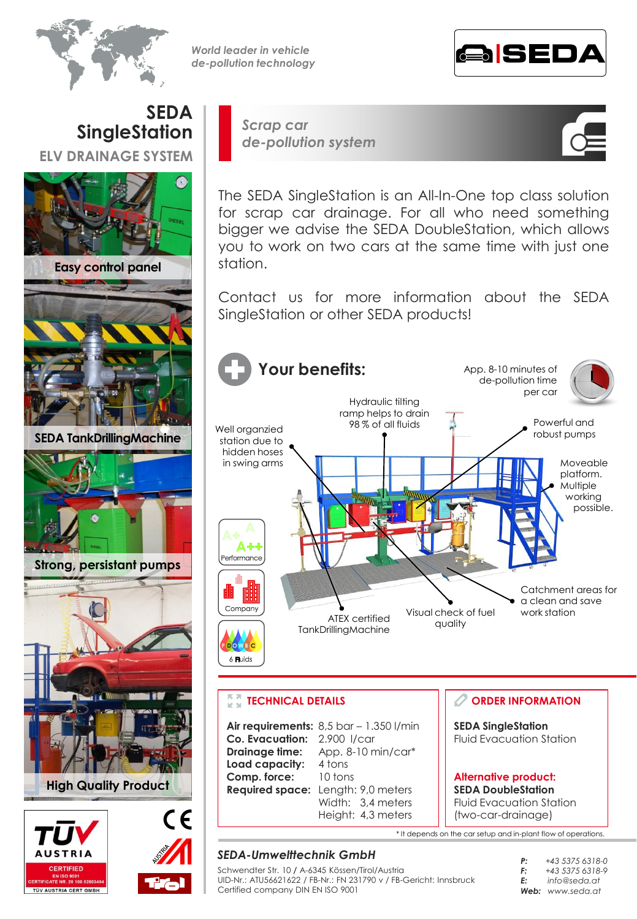*World leader in vehicle de-pollution technology*

# SEDA SingleStation

## ELV DRAINAGE SYSTEM

Easy control panel

SEDA TankDrillingMachine

Strong, persistant pumps

High Quality Product

## *Scrap car de-pollution system*

The SEDA SingleStation is an All-In-One top class solution for scrap car drainage. For all who need something bigger we advise the SEDA DoubleStation, which allows you to work on two cars at the same time with just one station.

Contact us for more information about the SEDA SingleStation or other SEDA products!

## Your benefits:

App. 8-10 minutes of de-pollution time per car

Hydraulic tilting ramp helps to drain 98 % of all fluids

Well organized station due to hidden hoses in swing arms

Powerful and robust pumps

Moveable platform. Multiple working possible.

Catchment areas for a clean and save work station

Visual check of fuel quality

ATEX certified TankDrillingMachine

Performance

Company

6 Fluids

### TECHNICAL DETAILS

| | |
|---|---|
| **Air requirements:** | 8,5 bar – 1.350 l/min |
| **Co. Evacuation:** | 2.900 l/car |
| **Drainage time:** | App. 8-10 min/car* |
| **Load capacity:** | 4 tons |
| **Comp. force:** | 10 tons |
| **Required space:** | Length: 9,0 meters |
| | Width: 3,4 meters |
| | Height: 4,3 meters |

### ORDER INFORMATION

**SEDA SingleStation**
Fluid Evacuation Station

**Alternative product:**
**SEDA DoubleStation**
Fluid Evacuation Station
(two-car-drainage)

\* It depends on the car setup and in-plant flow of operations.

***SEDA-Umwelttechnik GmbH***

Schwendter Str. 10 / A-6345 Kössen/Tirol/Austria
UID-Nr.: ATU56621622 / FB-Nr.: FN 231790 v / FB-Gericht: Innsbruck
Certified company DIN EN ISO 9001

**P:** +43 5375 6318-0
**F:** +43 5375 6318-9
**E:** info@seda.at
**Web:** www.seda.at